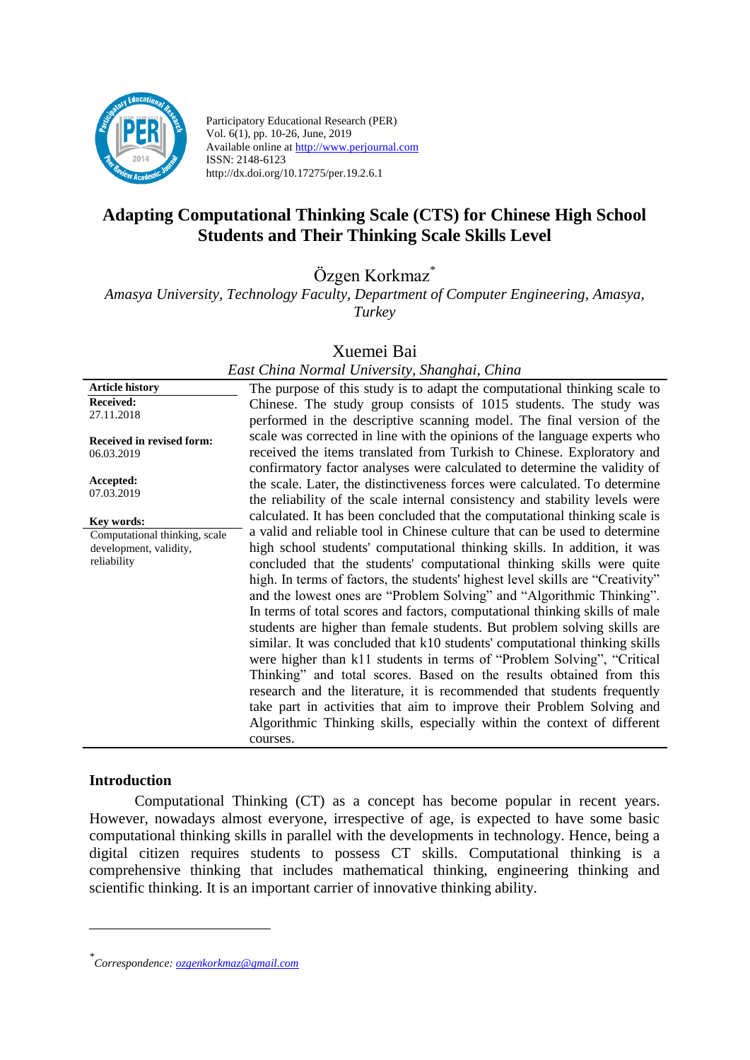Participatory Educational Research (PER)
Vol. 6(1), pp. 10-26, June, 2019
Available online at http://www.perjournal.com
ISSN: 2148-6123
http://dx.doi.org/10.17275/per.19.2.6.1

# Adapting Computational Thinking Scale (CTS) for Chinese High School Students and Their Thinking Scale Skills Level

Özgen Korkmaz*

*Amasya University, Technology Faculty, Department of Computer Engineering, Amasya, Turkey*

Xuemei Bai

*East China Normal University, Shanghai, China*

**Article history**
**Received:** 27.11.2018
**Received in revised form:** 06.03.2019
**Accepted:** 07.03.2019

**Key words:**
Computational thinking, scale development, validity, reliability

The purpose of this study is to adapt the computational thinking scale to Chinese. The study group consists of 1015 students. The study was performed in the descriptive scanning model. The final version of the scale was corrected in line with the opinions of the language experts who received the items translated from Turkish to Chinese. Exploratory and confirmatory factor analyses were calculated to determine the validity of the scale. Later, the distinctiveness forces were calculated. To determine the reliability of the scale internal consistency and stability levels were calculated. It has been concluded that the computational thinking scale is a valid and reliable tool in Chinese culture that can be used to determine high school students' computational thinking skills. In addition, it was concluded that the students' computational thinking skills were quite high. In terms of factors, the students' highest level skills are "Creativity" and the lowest ones are "Problem Solving" and "Algorithmic Thinking". In terms of total scores and factors, computational thinking skills of male students are higher than female students. But problem solving skills are similar. It was concluded that k10 students' computational thinking skills were higher than k11 students in terms of "Problem Solving", "Critical Thinking" and total scores. Based on the results obtained from this research and the literature, it is recommended that students frequently take part in activities that aim to improve their Problem Solving and Algorithmic Thinking skills, especially within the context of different courses.

## Introduction

Computational Thinking (CT) as a concept has become popular in recent years. However, nowadays almost everyone, irrespective of age, is expected to have some basic computational thinking skills in parallel with the developments in technology. Hence, being a digital citizen requires students to possess CT skills. Computational thinking is a comprehensive thinking that includes mathematical thinking, engineering thinking and scientific thinking. It is an important carrier of innovative thinking ability.

---

* *Correspondence: ozgenkorkmaz@gmail.com*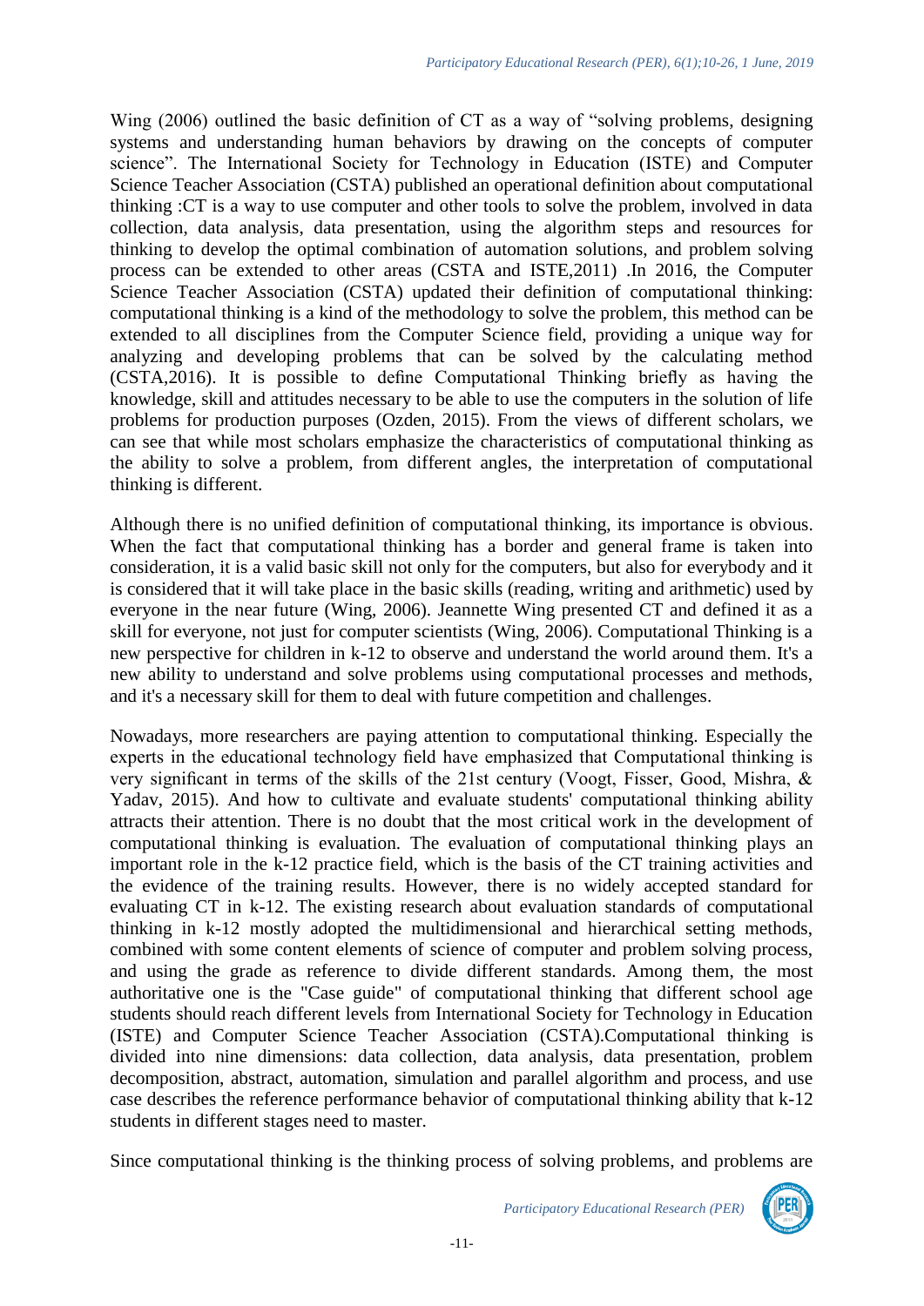Wing (2006) outlined the basic definition of CT as a way of "solving problems, designing systems and understanding human behaviors by drawing on the concepts of computer science". The International Society for Technology in Education (ISTE) and Computer Science Teacher Association (CSTA) published an operational definition about computational thinking :CT is a way to use computer and other tools to solve the problem, involved in data collection, data analysis, data presentation, using the algorithm steps and resources for thinking to develop the optimal combination of automation solutions, and problem solving process can be extended to other areas (CSTA and ISTE,2011) .In 2016, the Computer Science Teacher Association (CSTA) updated their definition of computational thinking: computational thinking is a kind of the methodology to solve the problem, this method can be extended to all disciplines from the Computer Science field, providing a unique way for analyzing and developing problems that can be solved by the calculating method (CSTA,2016). It is possible to define Computational Thinking briefly as having the knowledge, skill and attitudes necessary to be able to use the computers in the solution of life problems for production purposes (Ozden, 2015). From the views of different scholars, we can see that while most scholars emphasize the characteristics of computational thinking as the ability to solve a problem, from different angles, the interpretation of computational thinking is different.

Although there is no unified definition of computational thinking, its importance is obvious. When the fact that computational thinking has a border and general frame is taken into consideration, it is a valid basic skill not only for the computers, but also for everybody and it is considered that it will take place in the basic skills (reading, writing and arithmetic) used by everyone in the near future (Wing, 2006). Jeannette Wing presented CT and defined it as a skill for everyone, not just for computer scientists (Wing, 2006). Computational Thinking is a new perspective for children in k-12 to observe and understand the world around them. It's a new ability to understand and solve problems using computational processes and methods, and it's a necessary skill for them to deal with future competition and challenges.

Nowadays, more researchers are paying attention to computational thinking. Especially the experts in the educational technology field have emphasized that Computational thinking is very significant in terms of the skills of the 21st century (Voogt, Fisser, Good, Mishra, & Yadav, 2015). And how to cultivate and evaluate students' computational thinking ability attracts their attention. There is no doubt that the most critical work in the development of computational thinking is evaluation. The evaluation of computational thinking plays an important role in the k-12 practice field, which is the basis of the CT training activities and the evidence of the training results. However, there is no widely accepted standard for evaluating CT in k-12. The existing research about evaluation standards of computational thinking in k-12 mostly adopted the multidimensional and hierarchical setting methods, combined with some content elements of science of computer and problem solving process, and using the grade as reference to divide different standards. Among them, the most authoritative one is the "Case guide" of computational thinking that different school age students should reach different levels from International Society for Technology in Education (ISTE) and Computer Science Teacher Association (CSTA).Computational thinking is divided into nine dimensions: data collection, data analysis, data presentation, problem decomposition, abstract, automation, simulation and parallel algorithm and process, and use case describes the reference performance behavior of computational thinking ability that k-12 students in different stages need to master.

Since computational thinking is the thinking process of solving problems, and problems are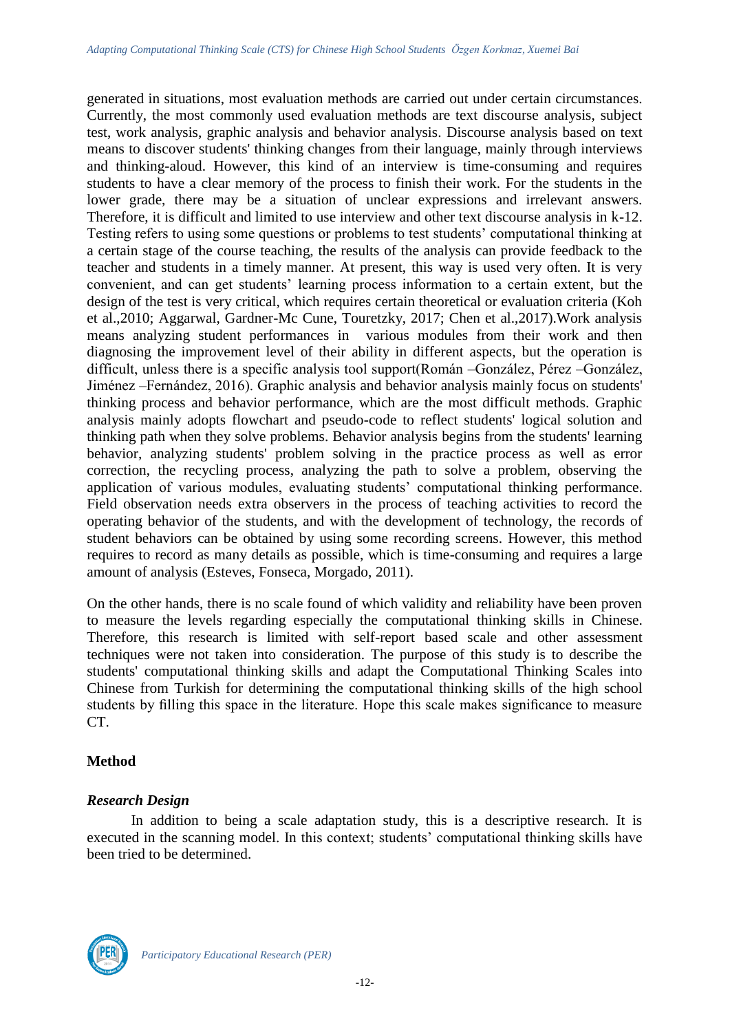generated in situations, most evaluation methods are carried out under certain circumstances. Currently, the most commonly used evaluation methods are text discourse analysis, subject test, work analysis, graphic analysis and behavior analysis. Discourse analysis based on text means to discover students' thinking changes from their language, mainly through interviews and thinking-aloud. However, this kind of an interview is time-consuming and requires students to have a clear memory of the process to finish their work. For the students in the lower grade, there may be a situation of unclear expressions and irrelevant answers. Therefore, it is difficult and limited to use interview and other text discourse analysis in k-12. Testing refers to using some questions or problems to test students' computational thinking at a certain stage of the course teaching, the results of the analysis can provide feedback to the teacher and students in a timely manner. At present, this way is used very often. It is very convenient, and can get students' learning process information to a certain extent, but the design of the test is very critical, which requires certain theoretical or evaluation criteria (Koh et al.,2010; Aggarwal, Gardner-Mc Cune, Touretzky, 2017; Chen et al.,2017).Work analysis means analyzing student performances in various modules from their work and then diagnosing the improvement level of their ability in different aspects, but the operation is difficult, unless there is a specific analysis tool support(Román –González, Pérez –González, Jiménez –Fernández, 2016). Graphic analysis and behavior analysis mainly focus on students' thinking process and behavior performance, which are the most difficult methods. Graphic analysis mainly adopts flowchart and pseudo-code to reflect students' logical solution and thinking path when they solve problems. Behavior analysis begins from the students' learning behavior, analyzing students' problem solving in the practice process as well as error correction, the recycling process, analyzing the path to solve a problem, observing the application of various modules, evaluating students' computational thinking performance. Field observation needs extra observers in the process of teaching activities to record the operating behavior of the students, and with the development of technology, the records of student behaviors can be obtained by using some recording screens. However, this method requires to record as many details as possible, which is time-consuming and requires a large amount of analysis (Esteves, Fonseca, Morgado, 2011).

On the other hands, there is no scale found of which validity and reliability have been proven to measure the levels regarding especially the computational thinking skills in Chinese. Therefore, this research is limited with self-report based scale and other assessment techniques were not taken into consideration. The purpose of this study is to describe the students' computational thinking skills and adapt the Computational Thinking Scales into Chinese from Turkish for determining the computational thinking skills of the high school students by filling this space in the literature. Hope this scale makes significance to measure CT.

## Method

### *Research Design*

In addition to being a scale adaptation study, this is a descriptive research. It is executed in the scanning model. In this context; students' computational thinking skills have been tried to be determined.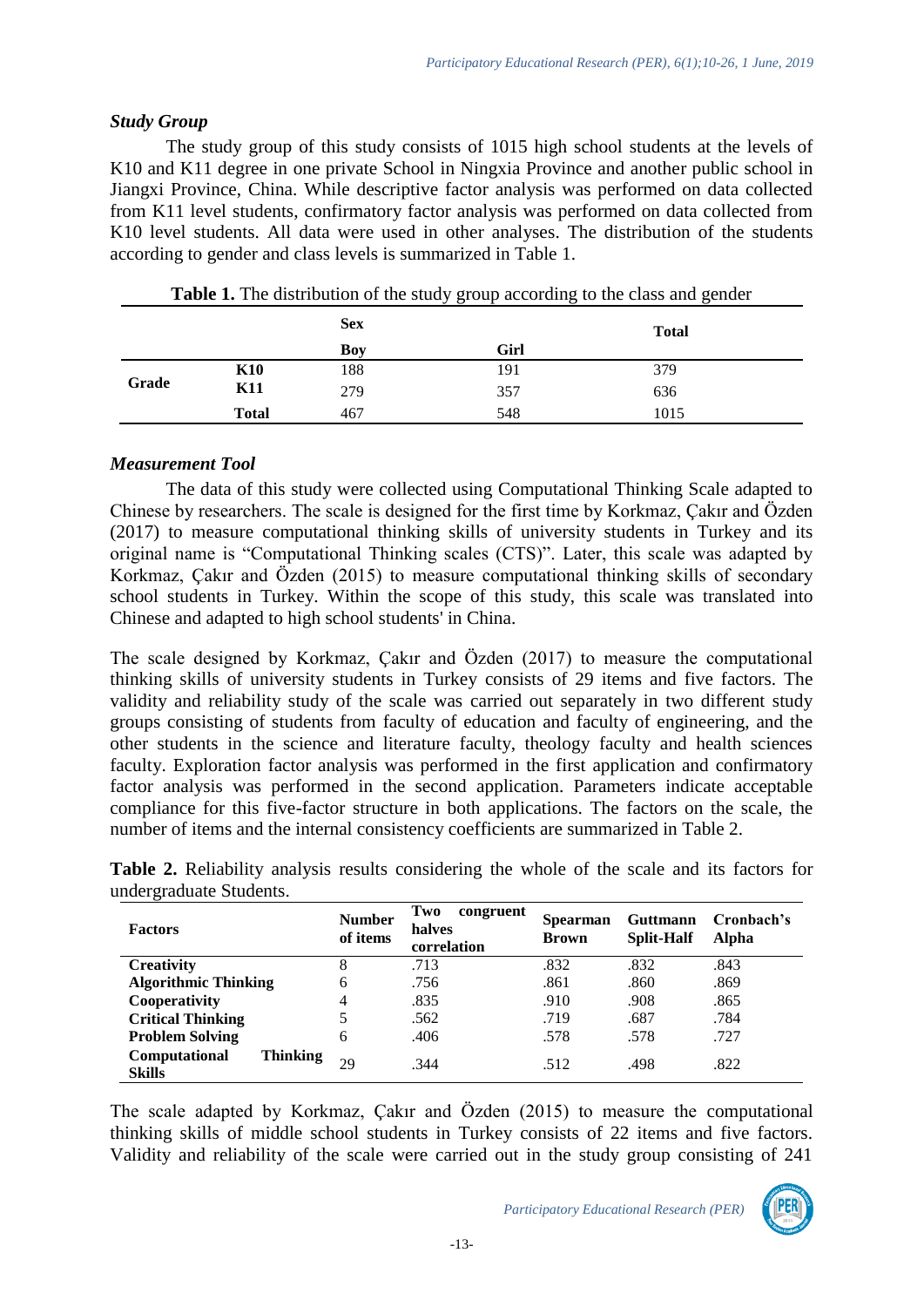### *Study Group*

The study group of this study consists of 1015 high school students at the levels of K10 and K11 degree in one private School in Ningxia Province and another public school in Jiangxi Province, China. While descriptive factor analysis was performed on data collected from K11 level students, confirmatory factor analysis was performed on data collected from K10 level students. All data were used in other analyses. The distribution of the students according to gender and class levels is summarized in Table 1.

**Table 1.** The distribution of the study group according to the class and gender

| | | Sex | | Total |
|---|---|---|---|---|
| | | **Boy** | **Girl** | |
| **Grade** | **K10** | 188 | 191 | 379 |
| | **K11** | 279 | 357 | 636 |
| | **Total** | 467 | 548 | 1015 |

### *Measurement Tool*

The data of this study were collected using Computational Thinking Scale adapted to Chinese by researchers. The scale is designed for the first time by Korkmaz, Çakır and Özden (2017) to measure computational thinking skills of university students in Turkey and its original name is "Computational Thinking scales (CTS)". Later, this scale was adapted by Korkmaz, Çakır and Özden (2015) to measure computational thinking skills of secondary school students in Turkey. Within the scope of this study, this scale was translated into Chinese and adapted to high school students' in China.

The scale designed by Korkmaz, Çakır and Özden (2017) to measure the computational thinking skills of university students in Turkey consists of 29 items and five factors. The validity and reliability study of the scale was carried out separately in two different study groups consisting of students from faculty of education and faculty of engineering, and the other students in the science and literature faculty, theology faculty and health sciences faculty. Exploration factor analysis was performed in the first application and confirmatory factor analysis was performed in the second application. Parameters indicate acceptable compliance for this five-factor structure in both applications. The factors on the scale, the number of items and the internal consistency coefficients are summarized in Table 2.

**Table 2.** Reliability analysis results considering the whole of the scale and its factors for undergraduate Students.

| Factors | Number of items | Two congruent halves correlation | Spearman Brown | Guttmann Split-Half | Cronbach's Alpha |
|---|---|---|---|---|---|
| **Creativity** | 8 | .713 | .832 | .832 | .843 |
| **Algorithmic Thinking** | 6 | .756 | .861 | .860 | .869 |
| **Cooperativity** | 4 | .835 | .910 | .908 | .865 |
| **Critical Thinking** | 5 | .562 | .719 | .687 | .784 |
| **Problem Solving** | 6 | .406 | .578 | .578 | .727 |
| **Computational Thinking Skills** | 29 | .344 | .512 | .498 | .822 |

The scale adapted by Korkmaz, Çakır and Özden (2015) to measure the computational thinking skills of middle school students in Turkey consists of 22 items and five factors. Validity and reliability of the scale were carried out in the study group consisting of 241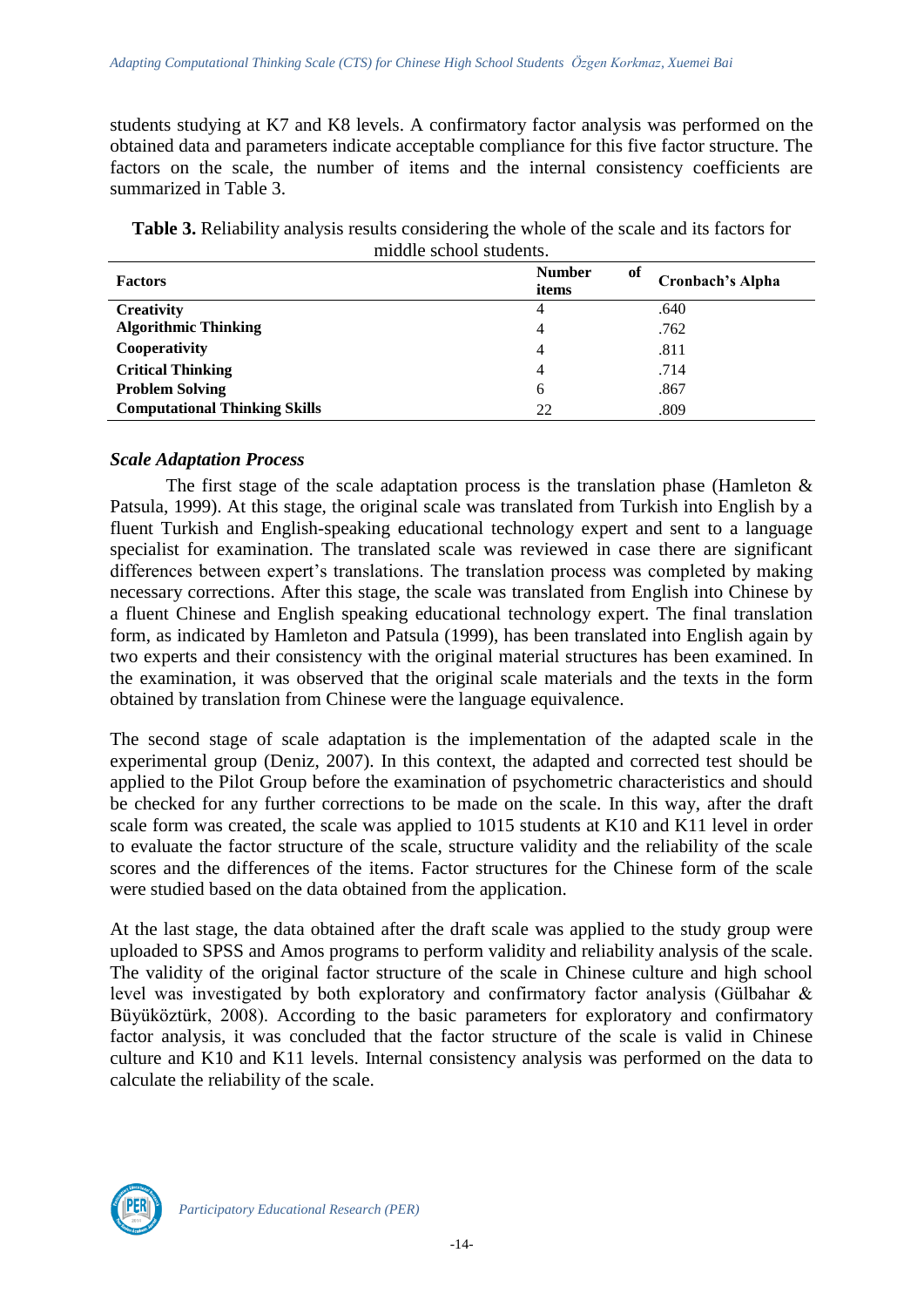students studying at K7 and K8 levels. A confirmatory factor analysis was performed on the obtained data and parameters indicate acceptable compliance for this five factor structure. The factors on the scale, the number of items and the internal consistency coefficients are summarized in Table 3.

**Table 3.** Reliability analysis results considering the whole of the scale and its factors for middle school students.

| **Factors** | **Number of items** | **Cronbach's Alpha** |
|---|---|---|
| **Creativity** | 4 | .640 |
| **Algorithmic Thinking** | 4 | .762 |
| **Cooperativity** | 4 | .811 |
| **Critical Thinking** | 4 | .714 |
| **Problem Solving** | 6 | .867 |
| **Computational Thinking Skills** | 22 | .809 |

### *Scale Adaptation Process*

The first stage of the scale adaptation process is the translation phase (Hamleton & Patsula, 1999). At this stage, the original scale was translated from Turkish into English by a fluent Turkish and English-speaking educational technology expert and sent to a language specialist for examination. The translated scale was reviewed in case there are significant differences between expert's translations. The translation process was completed by making necessary corrections. After this stage, the scale was translated from English into Chinese by a fluent Chinese and English speaking educational technology expert. The final translation form, as indicated by Hamleton and Patsula (1999), has been translated into English again by two experts and their consistency with the original material structures has been examined. In the examination, it was observed that the original scale materials and the texts in the form obtained by translation from Chinese were the language equivalence.

The second stage of scale adaptation is the implementation of the adapted scale in the experimental group (Deniz, 2007). In this context, the adapted and corrected test should be applied to the Pilot Group before the examination of psychometric characteristics and should be checked for any further corrections to be made on the scale. In this way, after the draft scale form was created, the scale was applied to 1015 students at K10 and K11 level in order to evaluate the factor structure of the scale, structure validity and the reliability of the scale scores and the differences of the items. Factor structures for the Chinese form of the scale were studied based on the data obtained from the application.

At the last stage, the data obtained after the draft scale was applied to the study group were uploaded to SPSS and Amos programs to perform validity and reliability analysis of the scale. The validity of the original factor structure of the scale in Chinese culture and high school level was investigated by both exploratory and confirmatory factor analysis (Gülbahar & Büyüköztürk, 2008). According to the basic parameters for exploratory and confirmatory factor analysis, it was concluded that the factor structure of the scale is valid in Chinese culture and K10 and K11 levels. Internal consistency analysis was performed on the data to calculate the reliability of the scale.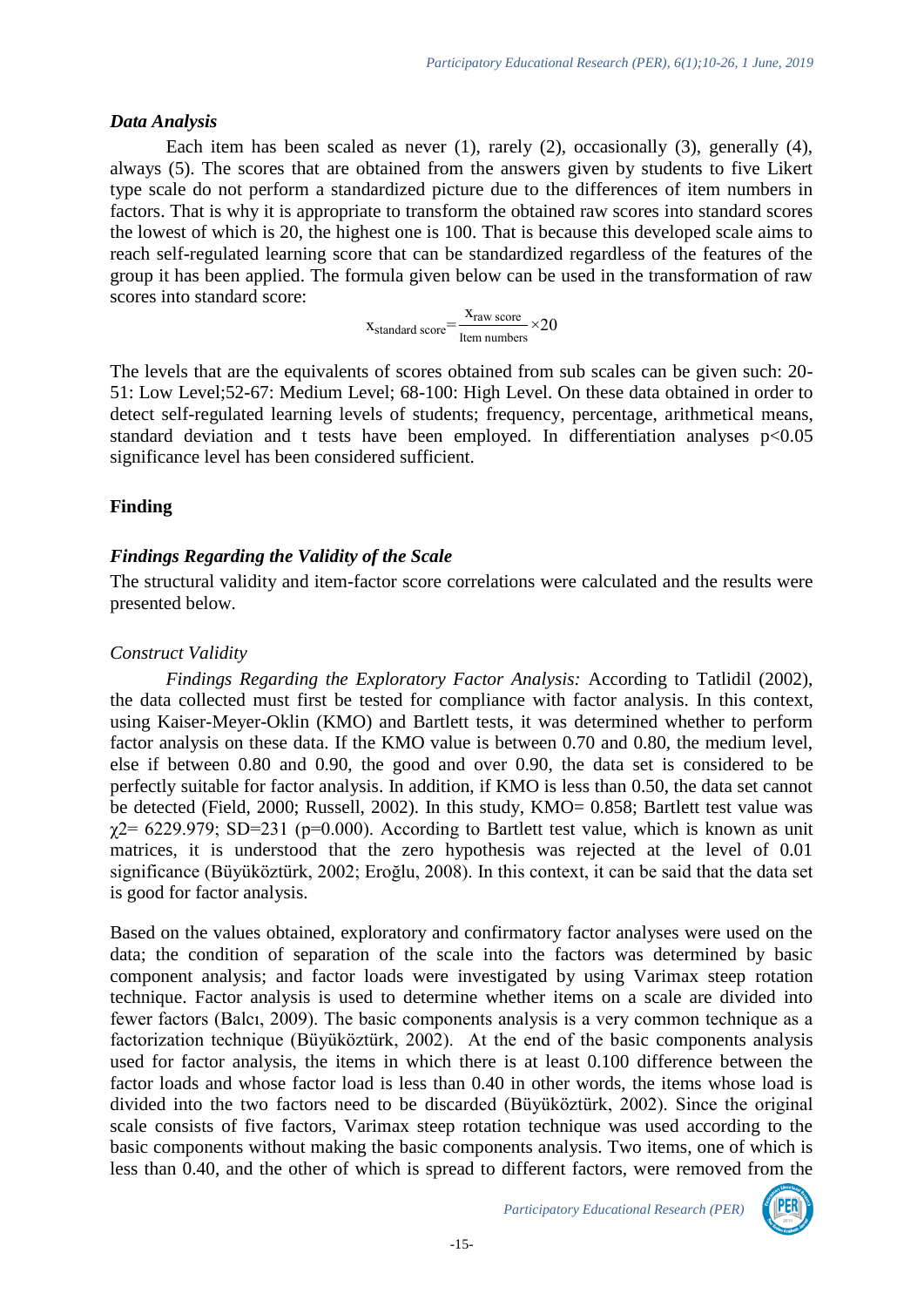### *Data Analysis*

Each item has been scaled as never (1), rarely (2), occasionally (3), generally (4), always (5). The scores that are obtained from the answers given by students to five Likert type scale do not perform a standardized picture due to the differences of item numbers in factors. That is why it is appropriate to transform the obtained raw scores into standard scores the lowest of which is 20, the highest one is 100. That is because this developed scale aims to reach self-regulated learning score that can be standardized regardless of the features of the group it has been applied. The formula given below can be used in the transformation of raw scores into standard score:

$$x_{\text{standard score}} = \frac{x_{\text{raw score}}}{\text{Item numbers}} \times 20$$

The levels that are the equivalents of scores obtained from sub scales can be given such: 20-51: Low Level;52-67: Medium Level; 68-100: High Level. On these data obtained in order to detect self-regulated learning levels of students; frequency, percentage, arithmetical means, standard deviation and t tests have been employed. In differentiation analyses $p<0.05$ significance level has been considered sufficient.

## Finding

### *Findings Regarding the Validity of the Scale*

The structural validity and item-factor score correlations were calculated and the results were presented below.

*Construct Validity*

*Findings Regarding the Exploratory Factor Analysis:* According to Tatlidil (2002), the data collected must first be tested for compliance with factor analysis. In this context, using Kaiser-Meyer-Oklin (KMO) and Bartlett tests, it was determined whether to perform factor analysis on these data. If the KMO value is between 0.70 and 0.80, the medium level, else if between 0.80 and 0.90, the good and over 0.90, the data set is considered to be perfectly suitable for factor analysis. In addition, if KMO is less than 0.50, the data set cannot be detected (Field, 2000; Russell, 2002). In this study, KMO= 0.858; Bartlett test value was $\chi^2$= 6229.979; SD=231 (p=0.000). According to Bartlett test value, which is known as unit matrices, it is understood that the zero hypothesis was rejected at the level of 0.01 significance (Büyüköztürk, 2002; Eroğlu, 2008). In this context, it can be said that the data set is good for factor analysis.

Based on the values obtained, exploratory and confirmatory factor analyses were used on the data; the condition of separation of the scale into the factors was determined by basic component analysis; and factor loads were investigated by using Varimax steep rotation technique. Factor analysis is used to determine whether items on a scale are divided into fewer factors (Balcı, 2009). The basic components analysis is a very common technique as a factorization technique (Büyüköztürk, 2002). At the end of the basic components analysis used for factor analysis, the items in which there is at least 0.100 difference between the factor loads and whose factor load is less than 0.40 in other words, the items whose load is divided into the two factors need to be discarded (Büyüköztürk, 2002). Since the original scale consists of five factors, Varimax steep rotation technique was used according to the basic components without making the basic components analysis. Two items, one of which is less than 0.40, and the other of which is spread to different factors, were removed from the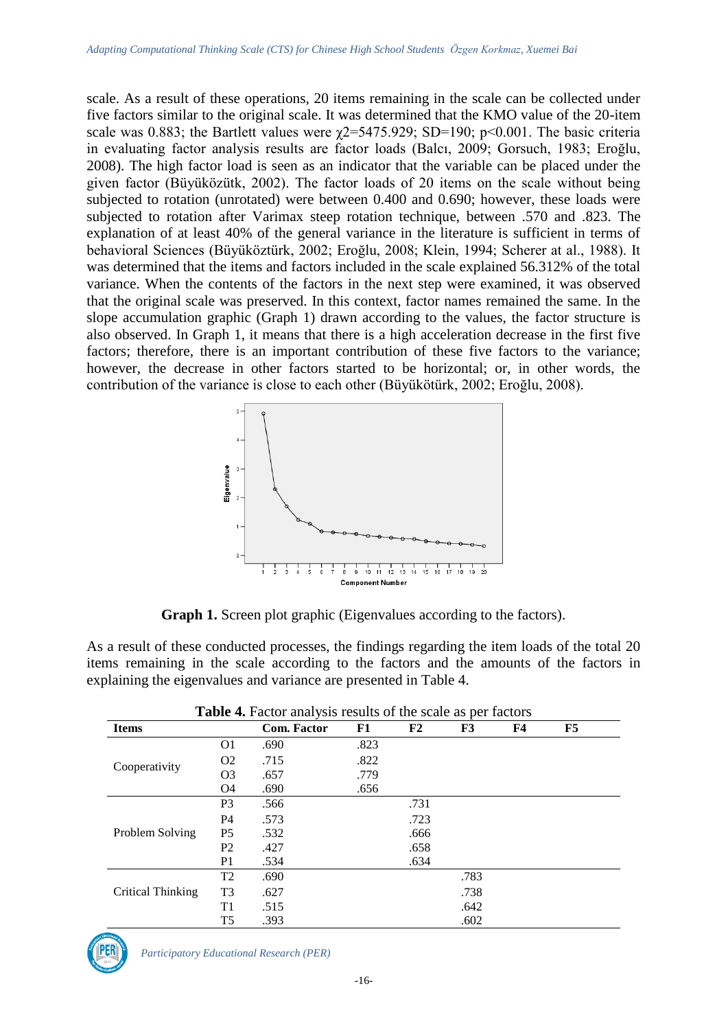scale. As a result of these operations, 20 items remaining in the scale can be collected under five factors similar to the original scale. It was determined that the KMO value of the 20-item scale was 0.883; the Bartlett values were $\chi2$=5475.929; SD=190; p<0.001. The basic criteria in evaluating factor analysis results are factor loads (Balcı, 2009; Gorsuch, 1983; Eroğlu, 2008). The high factor load is seen as an indicator that the variable can be placed under the given factor (Büyüközütk, 2002). The factor loads of 20 items on the scale without being subjected to rotation (unrotated) were between 0.400 and 0.690; however, these loads were subjected to rotation after Varimax steep rotation technique, between .570 and .823. The explanation of at least 40% of the general variance in the literature is sufficient in terms of behavioral Sciences (Büyüköztürk, 2002; Eroğlu, 2008; Klein, 1994; Scherer at al., 1988). It was determined that the items and factors included in the scale explained 56.312% of the total variance. When the contents of the factors in the next step were examined, it was observed that the original scale was preserved. In this context, factor names remained the same. In the slope accumulation graphic (Graph 1) drawn according to the values, the factor structure is also observed. In Graph 1, it means that there is a high acceleration decrease in the first five factors; therefore, there is an important contribution of these five factors to the variance; however, the decrease in other factors started to be horizontal; or, in other words, the contribution of the variance is close to each other (Büyükötürk, 2002; Eroğlu, 2008).

**Graph 1.** Screen plot graphic (Eigenvalues according to the factors).

As a result of these conducted processes, the findings regarding the item loads of the total 20 items remaining in the scale according to the factors and the amounts of the factors in explaining the eigenvalues and variance are presented in Table 4.

**Table 4.** Factor analysis results of the scale as per factors

| Items | | Com. Factor | F1 | F2 | F3 | F4 | F5 |
|---|---|---|---|---|---|---|---|
| Cooperativity | O1 | .690 | .823 | | | | |
| | O2 | .715 | .822 | | | | |
| | O3 | .657 | .779 | | | | |
| | O4 | .690 | .656 | | | | |
| Problem Solving | P3 | .566 | | .731 | | | |
| | P4 | .573 | | .723 | | | |
| | P5 | .532 | | .666 | | | |
| | P2 | .427 | | .658 | | | |
| | P1 | .534 | | .634 | | | |
| Critical Thinking | T2 | .690 | | | .783 | | |
| | T3 | .627 | | | .738 | | |
| | T1 | .515 | | | .642 | | |
| | T5 | .393 | | | .602 | | |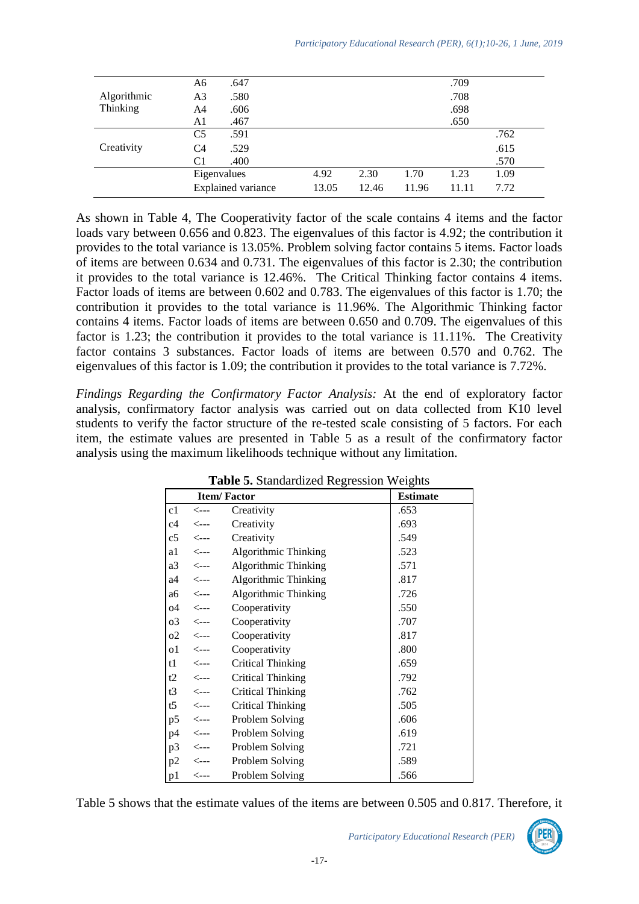|  |  |  |  |  |  |  |  |
|---|---|---|---|---|---|---|---|
|  | A6 | .647 |  |  |  | .709 |  |
| Algorithmic Thinking | A3 | .580 |  |  |  | .708 |  |
|  | A4 | .606 |  |  |  | .698 |  |
|  | A1 | .467 |  |  |  | .650 |  |
| Creativity | C5 | .591 |  |  |  |  | .762 |
|  | C4 | .529 |  |  |  |  | .615 |
|  | C1 | .400 |  |  |  |  | .570 |
|  | Eigenvalues |  | 4.92 | 2.30 | 1.70 | 1.23 | 1.09 |
|  | Explained variance |  | 13.05 | 12.46 | 11.96 | 11.11 | 7.72 |

As shown in Table 4, The Cooperativity factor of the scale contains 4 items and the factor loads vary between 0.656 and 0.823. The eigenvalues of this factor is 4.92; the contribution it provides to the total variance is 13.05%. Problem solving factor contains 5 items. Factor loads of items are between 0.634 and 0.731. The eigenvalues of this factor is 2.30; the contribution it provides to the total variance is 12.46%. The Critical Thinking factor contains 4 items. Factor loads of items are between 0.602 and 0.783. The eigenvalues of this factor is 1.70; the contribution it provides to the total variance is 11.96%. The Algorithmic Thinking factor contains 4 items. Factor loads of items are between 0.650 and 0.709. The eigenvalues of this factor is 1.23; the contribution it provides to the total variance is 11.11%. The Creativity factor contains 3 substances. Factor loads of items are between 0.570 and 0.762. The eigenvalues of this factor is 1.09; the contribution it provides to the total variance is 7.72%.

*Findings Regarding the Confirmatory Factor Analysis:* At the end of exploratory factor analysis, confirmatory factor analysis was carried out on data collected from K10 level students to verify the factor structure of the re-tested scale consisting of 5 factors. For each item, the estimate values are presented in Table 5 as a result of the confirmatory factor analysis using the maximum likelihoods technique without any limitation.

**Table 5.** Standardized Regression Weights

| Item/ Factor | | | Estimate |
|---|---|---|---|
| c1 | <--- | Creativity | .653 |
| c4 | <--- | Creativity | .693 |
| c5 | <--- | Creativity | .549 |
| a1 | <--- | Algorithmic Thinking | .523 |
| a3 | <--- | Algorithmic Thinking | .571 |
| a4 | <--- | Algorithmic Thinking | .817 |
| a6 | <--- | Algorithmic Thinking | .726 |
| o4 | <--- | Cooperativity | .550 |
| o3 | <--- | Cooperativity | .707 |
| o2 | <--- | Cooperativity | .817 |
| o1 | <--- | Cooperativity | .800 |
| t1 | <--- | Critical Thinking | .659 |
| t2 | <--- | Critical Thinking | .792 |
| t3 | <--- | Critical Thinking | .762 |
| t5 | <--- | Critical Thinking | .505 |
| p5 | <--- | Problem Solving | .606 |
| p4 | <--- | Problem Solving | .619 |
| p3 | <--- | Problem Solving | .721 |
| p2 | <--- | Problem Solving | .589 |
| p1 | <--- | Problem Solving | .566 |

Table 5 shows that the estimate values of the items are between 0.505 and 0.817. Therefore, it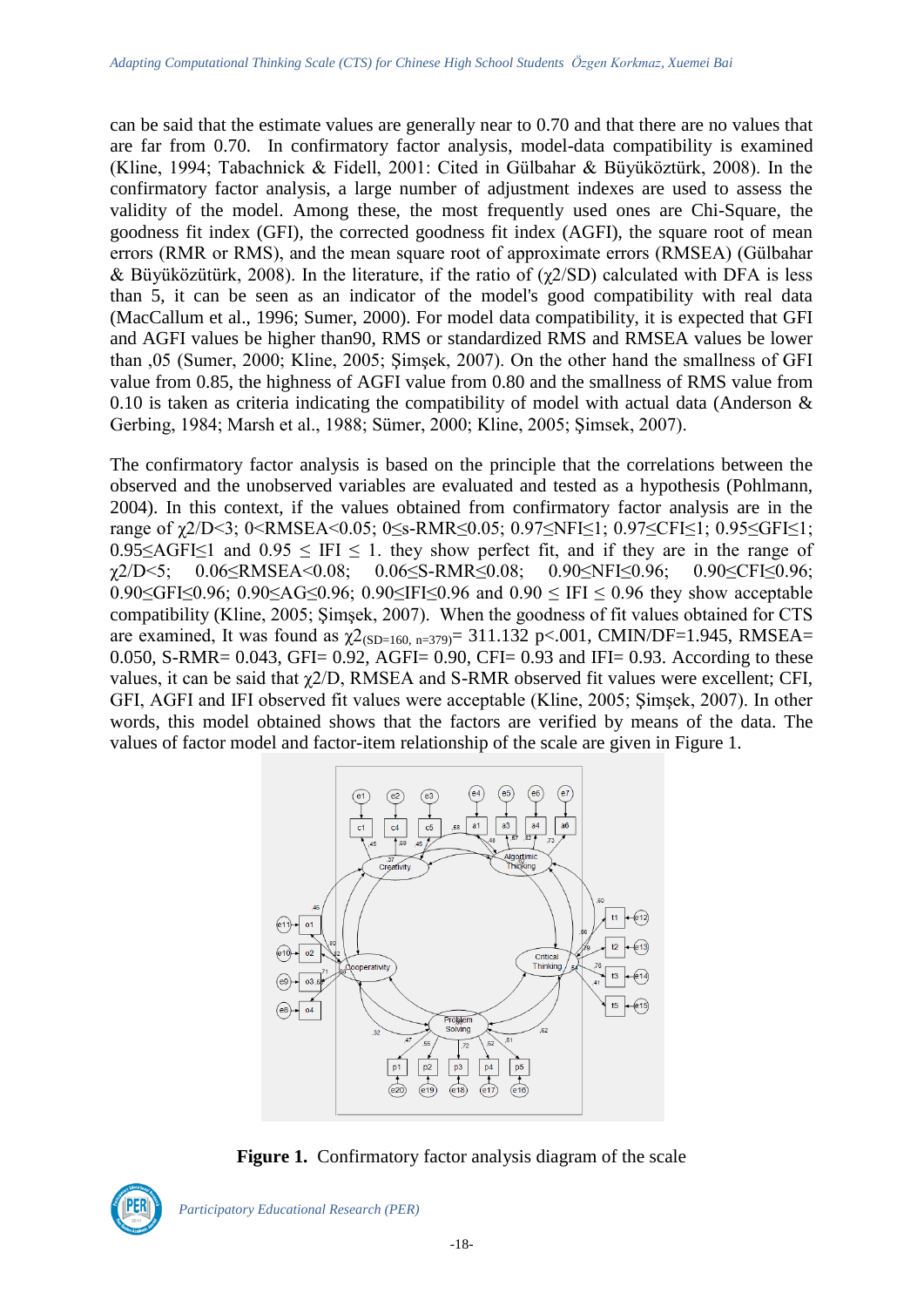can be said that the estimate values are generally near to 0.70 and that there are no values that are far from 0.70. In confirmatory factor analysis, model-data compatibility is examined (Kline, 1994; Tabachnick & Fidell, 2001: Cited in Gülbahar & Büyüköztürk, 2008). In the confirmatory factor analysis, a large number of adjustment indexes are used to assess the validity of the model. Among these, the most frequently used ones are Chi-Square, the goodness fit index (GFI), the corrected goodness fit index (AGFI), the square root of mean errors (RMR or RMS), and the mean square root of approximate errors (RMSEA) (Gülbahar & Büyüközütürk, 2008). In the literature, if the ratio of ($\chi2$/SD) calculated with DFA is less than 5, it can be seen as an indicator of the model's good compatibility with real data (MacCallum et al., 1996; Sumer, 2000). For model data compatibility, it is expected that GFI and AGFI values be higher than90, RMS or standardized RMS and RMSEA values be lower than ,05 (Sumer, 2000; Kline, 2005; Şimşek, 2007). On the other hand the smallness of GFI value from 0.85, the highness of AGFI value from 0.80 and the smallness of RMS value from 0.10 is taken as criteria indicating the compatibility of model with actual data (Anderson & Gerbing, 1984; Marsh et al., 1988; Sümer, 2000; Kline, 2005; Şimsek, 2007).

The confirmatory factor analysis is based on the principle that the correlations between the observed and the unobserved variables are evaluated and tested as a hypothesis (Pohlmann, 2004). In this context, if the values obtained from confirmatory factor analysis are in the range of $\chi2/D<3$; $0<RMSEA<0.05$; $0\leq$s-RMR$\leq0.05$; $0.97\leq NFI\leq1$; $0.97\leq CFI\leq1$; $0.95\leq GFI\leq1$; $0.95\leq AGFI\leq1$ and $0.95 \leq IFI \leq 1$. they show perfect fit, and if they are in the range of $\chi2/D<5$; $0.06\leq RMSEA<0.08$; $0.06\leq$S-RMR$\leq0.08$; $0.90\leq NFI\leq0.96$; $0.90\leq CFI\leq0.96$; $0.90\leq GFI\leq0.96$; $0.90\leq AG\leq0.96$; $0.90\leq IFI\leq0.96$ and $0.90 \leq IFI \leq 0.96$ they show acceptable compatibility (Kline, 2005; Şimşek, 2007). When the goodness of fit values obtained for CTS are examined, It was found as $\chi2_{(SD=160,\ n=379)}= 311.132$ p<.001, CMIN/DF=1.945, RMSEA= 0.050, S-RMR= 0.043, GFI= 0.92, AGFI= 0.90, CFI= 0.93 and IFI= 0.93. According to these values, it can be said that $\chi2$/D, RMSEA and S-RMR observed fit values were excellent; CFI, GFI, AGFI and IFI observed fit values were acceptable (Kline, 2005; Şimşek, 2007). In other words, this model obtained shows that the factors are verified by means of the data. The values of factor model and factor-item relationship of the scale are given in Figure 1.

**Figure 1.** Confirmatory factor analysis diagram of the scale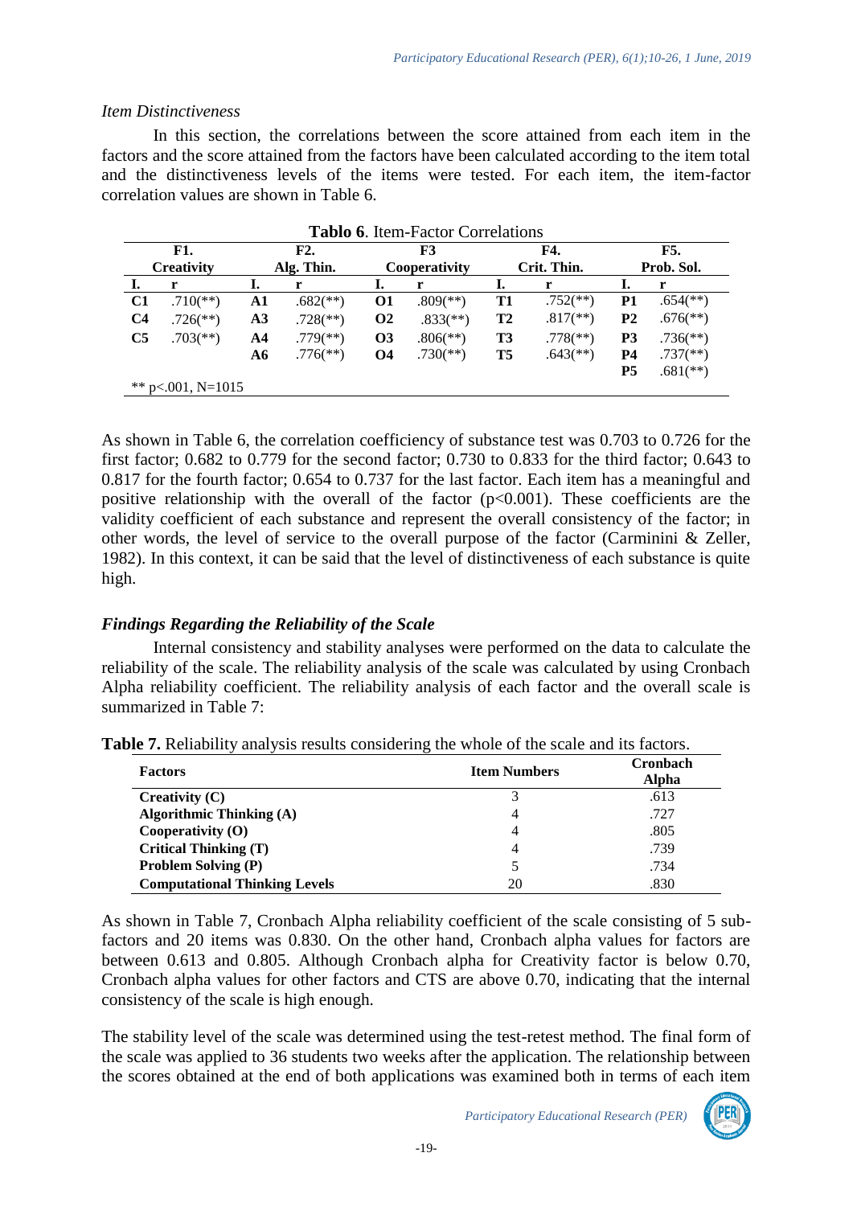*Item Distinctiveness*

In this section, the correlations between the score attained from each item in the factors and the score attained from the factors have been calculated according to the item total and the distinctiveness levels of the items were tested. For each item, the item-factor correlation values are shown in Table 6.

**Tablo 6**. Item-Factor Correlations

| F1. Creativity | | F2. Alg. Thin. | | F3 Cooperativity | | F4. Crit. Thin. | | F5. Prob. Sol. | |
|---|---|---|---|---|---|---|---|---|---|
| **I.** | **r** | **I.** | **r** | **I.** | **r** | **I.** | **r** | **I.** | **r** |
| **C1** | .710(**) | **A1** | .682(**) | **O1** | .809(**) | **T1** | .752(**) | **P1** | .654(**) |
| **C4** | .726(**) | **A3** | .728(**) | **O2** | .833(**) | **T2** | .817(**) | **P2** | .676(**) |
| **C5** | .703(**) | **A4** | .779(**) | **O3** | .806(**) | **T3** | .778(**) | **P3** | .736(**) |
| | | **A6** | .776(**) | **O4** | .730(**) | **T5** | .643(**) | **P4** | .737(**) |
| | | | | | | | | **P5** | .681(**) |

** p<.001, N=1015

As shown in Table 6, the correlation coefficiency of substance test was 0.703 to 0.726 for the first factor; 0.682 to 0.779 for the second factor; 0.730 to 0.833 for the third factor; 0.643 to 0.817 for the fourth factor; 0.654 to 0.737 for the last factor. Each item has a meaningful and positive relationship with the overall of the factor ($p<0.001$). These coefficients are the validity coefficient of each substance and represent the overall consistency of the factor; in other words, the level of service to the overall purpose of the factor (Carminini & Zeller, 1982). In this context, it can be said that the level of distinctiveness of each substance is quite high.

### *Findings Regarding the Reliability of the Scale*

Internal consistency and stability analyses were performed on the data to calculate the reliability of the scale. The reliability analysis of the scale was calculated by using Cronbach Alpha reliability coefficient. The reliability analysis of each factor and the overall scale is summarized in Table 7:

**Table 7.** Reliability analysis results considering the whole of the scale and its factors.

| Factors | Item Numbers | Cronbach Alpha |
|---|---|---|
| **Creativity (C)** | 3 | .613 |
| **Algorithmic Thinking (A)** | 4 | .727 |
| **Cooperativity (O)** | 4 | .805 |
| **Critical Thinking (T)** | 4 | .739 |
| **Problem Solving (P)** | 5 | .734 |
| **Computational Thinking Levels** | 20 | .830 |

As shown in Table 7, Cronbach Alpha reliability coefficient of the scale consisting of 5 sub-factors and 20 items was 0.830. On the other hand, Cronbach alpha values for factors are between 0.613 and 0.805. Although Cronbach alpha for Creativity factor is below 0.70, Cronbach alpha values for other factors and CTS are above 0.70, indicating that the internal consistency of the scale is high enough.

The stability level of the scale was determined using the test-retest method. The final form of the scale was applied to 36 students two weeks after the application. The relationship between the scores obtained at the end of both applications was examined both in terms of each item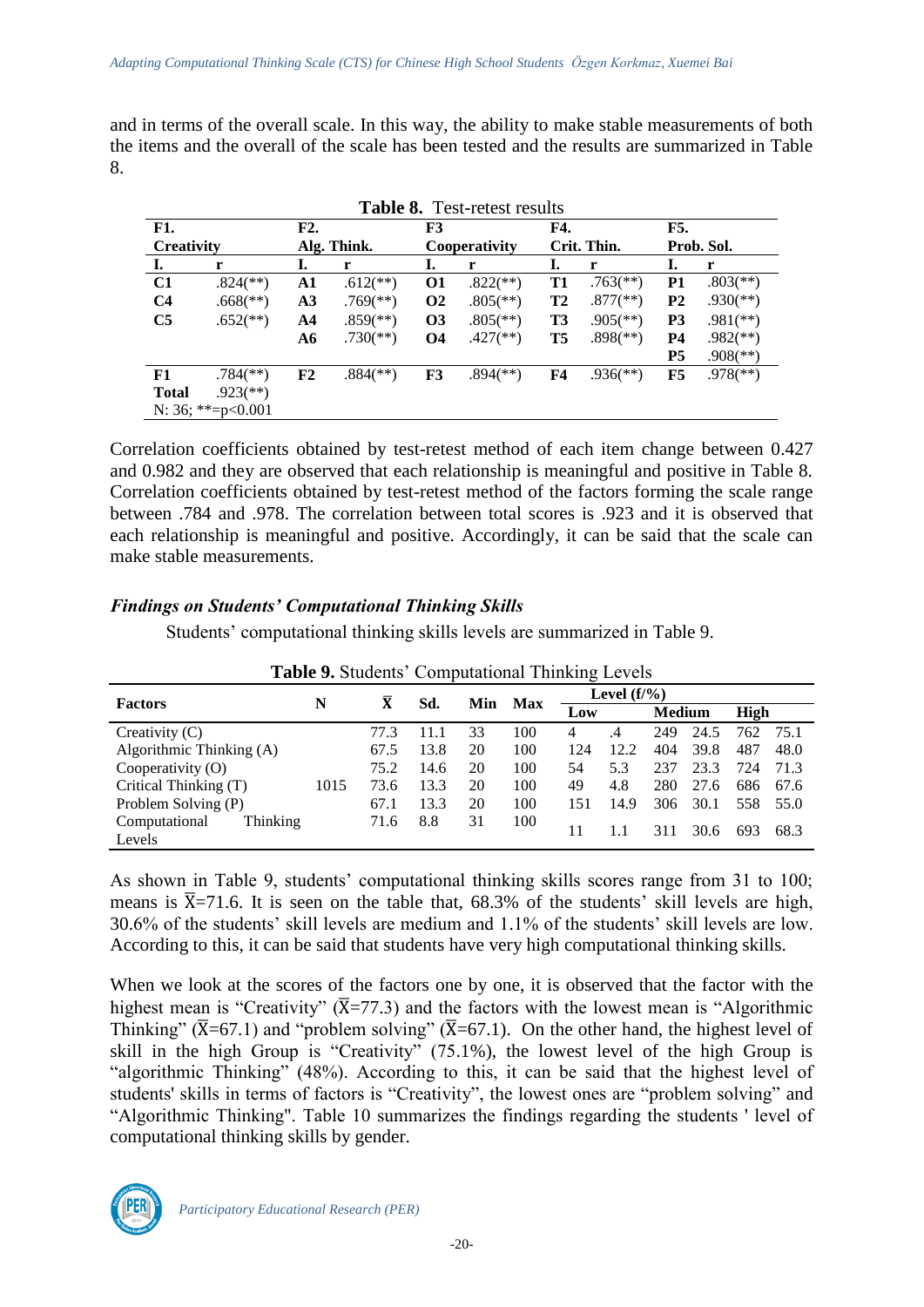and in terms of the overall scale. In this way, the ability to make stable measurements of both the items and the overall of the scale has been tested and the results are summarized in Table 8.

**Table 8.** Test-retest results

| F1. Creativity | | F2. Alg. Think. | | F3 Cooperativity | | F4. Crit. Thin. | | F5. Prob. Sol. | |
|---|---|---|---|---|---|---|---|---|---|
| **I.** | **r** | **I.** | **r** | **I.** | **r** | **I.** | **r** | **I.** | **r** |
| **C1** | .824(**) | **A1** | .612(**) | **O1** | .822(**) | **T1** | .763(**) | **P1** | .803(**) |
| **C4** | .668(**) | **A3** | .769(**) | **O2** | .805(**) | **T2** | .877(**) | **P2** | .930(**) |
| **C5** | .652(**) | **A4** | .859(**) | **O3** | .805(**) | **T3** | .905(**) | **P3** | .981(**) |
| | | **A6** | .730(**) | **O4** | .427(**) | **T5** | .898(**) | **P4** | .982(**) |
| | | | | | | | | **P5** | .908(**) |
| **F1** | .784(**) | **F2** | .884(**) | **F3** | .894(**) | **F4** | .936(**) | **F5** | .978(**) |
| **Total** | .923(**) | | | | | | | | |

N: 36; **=p<0.001

Correlation coefficients obtained by test-retest method of each item change between 0.427 and 0.982 and they are observed that each relationship is meaningful and positive in Table 8. Correlation coefficients obtained by test-retest method of the factors forming the scale range between .784 and .978. The correlation between total scores is .923 and it is observed that each relationship is meaningful and positive. Accordingly, it can be said that the scale can make stable measurements.

### *Findings on Students' Computational Thinking Skills*

Students' computational thinking skills levels are summarized in Table 9.

**Table 9.** Students' Computational Thinking Levels

| Factors | N | $\bar{X}$ | Sd. | Min | Max | Level (f/%) Low | | Medium | | High | |
|---|---|---|---|---|---|---|---|---|---|---|---|
| Creativity (C) | 1015 | 77.3 | 11.1 | 33 | 100 | 4 | .4 | 249 | 24.5 | 762 | 75.1 |
| Algorithmic Thinking (A) | | 67.5 | 13.8 | 20 | 100 | 124 | 12.2 | 404 | 39.8 | 487 | 48.0 |
| Cooperativity (O) | | 75.2 | 14.6 | 20 | 100 | 54 | 5.3 | 237 | 23.3 | 724 | 71.3 |
| Critical Thinking (T) | | 73.6 | 13.3 | 20 | 100 | 49 | 4.8 | 280 | 27.6 | 686 | 67.6 |
| Problem Solving (P) | | 67.1 | 13.3 | 20 | 100 | 151 | 14.9 | 306 | 30.1 | 558 | 55.0 |
| Computational Thinking Levels | | 71.6 | 8.8 | 31 | 100 | 11 | 1.1 | 311 | 30.6 | 693 | 68.3 |

As shown in Table 9, students' computational thinking skills scores range from 31 to 100; means is $\bar{X}$=71.6. It is seen on the table that, 68.3% of the students' skill levels are high, 30.6% of the students' skill levels are medium and 1.1% of the students' skill levels are low. According to this, it can be said that students have very high computational thinking skills.

When we look at the scores of the factors one by one, it is observed that the factor with the highest mean is "Creativity" ($\bar{X}$=77.3) and the factors with the lowest mean is "Algorithmic Thinking" ($\bar{X}$=67.1) and "problem solving" ($\bar{X}$=67.1). On the other hand, the highest level of skill in the high Group is "Creativity" (75.1%), the lowest level of the high Group is "algorithmic Thinking" (48%). According to this, it can be said that the highest level of students' skills in terms of factors is "Creativity", the lowest ones are "problem solving" and "Algorithmic Thinking". Table 10 summarizes the findings regarding the students ' level of computational thinking skills by gender.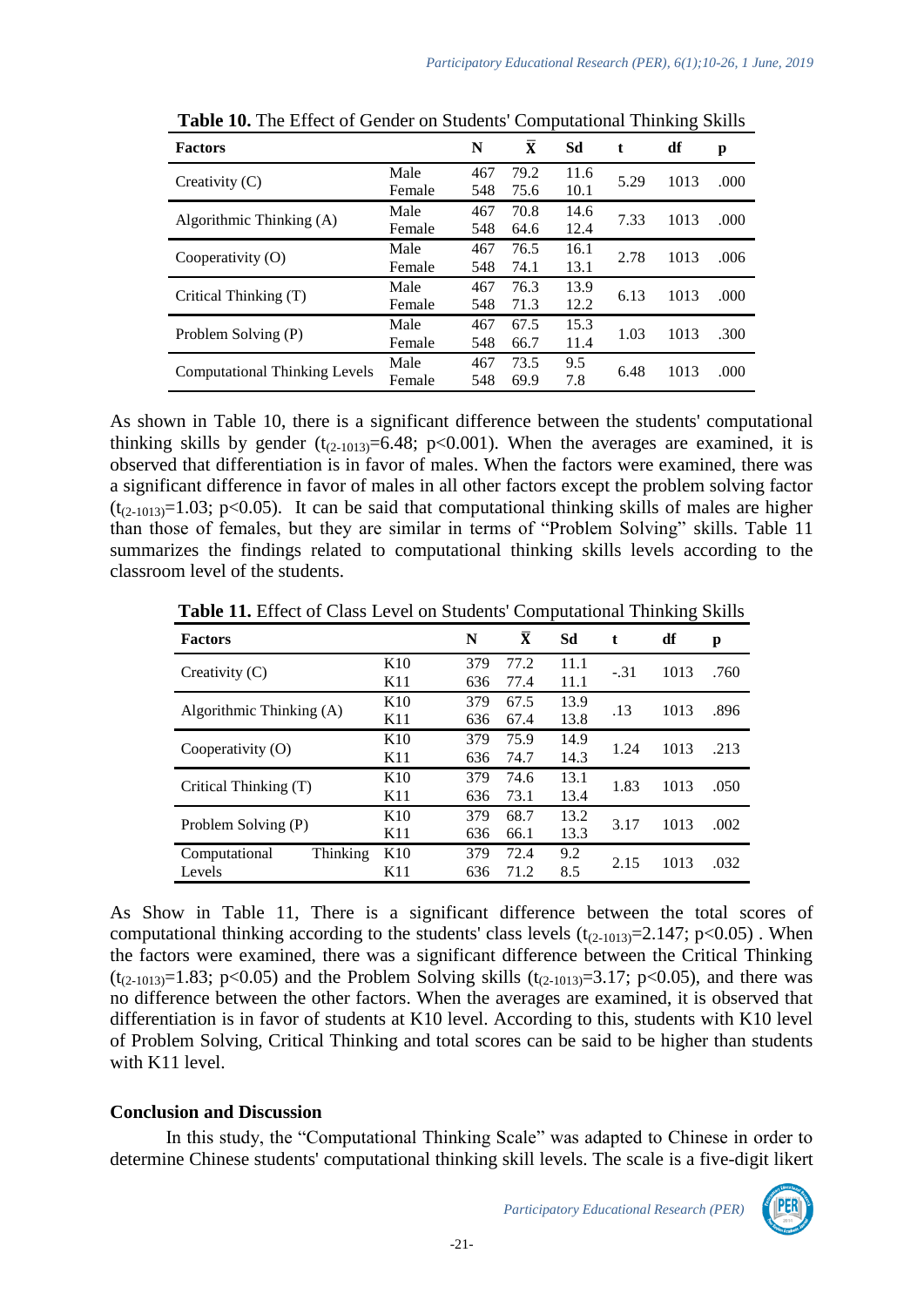**Table 10.** The Effect of Gender on Students' Computational Thinking Skills

| Factors | | N | $\bar{X}$ | Sd | t | df | p |
|---|---|---|---|---|---|---|---|
| Creativity (C) | Male | 467 | 79.2 | 11.6 | 5.29 | 1013 | .000 |
| | Female | 548 | 75.6 | 10.1 | | | |
| Algorithmic Thinking (A) | Male | 467 | 70.8 | 14.6 | 7.33 | 1013 | .000 |
| | Female | 548 | 64.6 | 12.4 | | | |
| Cooperativity (O) | Male | 467 | 76.5 | 16.1 | 2.78 | 1013 | .006 |
| | Female | 548 | 74.1 | 13.1 | | | |
| Critical Thinking (T) | Male | 467 | 76.3 | 13.9 | 6.13 | 1013 | .000 |
| | Female | 548 | 71.3 | 12.2 | | | |
| Problem Solving (P) | Male | 467 | 67.5 | 15.3 | 1.03 | 1013 | .300 |
| | Female | 548 | 66.7 | 11.4 | | | |
| Computational Thinking Levels | Male | 467 | 73.5 | 9.5 | 6.48 | 1013 | .000 |
| | Female | 548 | 69.9 | 7.8 | | | |

As shown in Table 10, there is a significant difference between the students' computational thinking skills by gender ($t_{(2\text{-}1013)}$=6.48; p<0.001). When the averages are examined, it is observed that differentiation is in favor of males. When the factors were examined, there was a significant difference in favor of males in all other factors except the problem solving factor ($t_{(2\text{-}1013)}$=1.03; p<0.05). It can be said that computational thinking skills of males are higher than those of females, but they are similar in terms of "Problem Solving" skills. Table 11 summarizes the findings related to computational thinking skills levels according to the classroom level of the students.

**Table 11.** Effect of Class Level on Students' Computational Thinking Skills

| Factors | | N | $\bar{X}$ | Sd | t | df | p |
|---|---|---|---|---|---|---|---|
| Creativity (C) | K10 | 379 | 77.2 | 11.1 | -.31 | 1013 | .760 |
| | K11 | 636 | 77.4 | 11.1 | | | |
| Algorithmic Thinking (A) | K10 | 379 | 67.5 | 13.9 | .13 | 1013 | .896 |
| | K11 | 636 | 67.4 | 13.8 | | | |
| Cooperativity (O) | K10 | 379 | 75.9 | 14.9 | 1.24 | 1013 | .213 |
| | K11 | 636 | 74.7 | 14.3 | | | |
| Critical Thinking (T) | K10 | 379 | 74.6 | 13.1 | 1.83 | 1013 | .050 |
| | K11 | 636 | 73.1 | 13.4 | | | |
| Problem Solving (P) | K10 | 379 | 68.7 | 13.2 | 3.17 | 1013 | .002 |
| | K11 | 636 | 66.1 | 13.3 | | | |
| Computational Thinking Levels | K10 | 379 | 72.4 | 9.2 | 2.15 | 1013 | .032 |
| | K11 | 636 | 71.2 | 8.5 | | | |

As Show in Table 11, There is a significant difference between the total scores of computational thinking according to the students' class levels ($t_{(2\text{-}1013)}$=2.147; p<0.05) . When the factors were examined, there was a significant difference between the Critical Thinking ($t_{(2\text{-}1013)}$=1.83; p<0.05) and the Problem Solving skills ($t_{(2\text{-}1013)}$=3.17; p<0.05), and there was no difference between the other factors. When the averages are examined, it is observed that differentiation is in favor of students at K10 level. According to this, students with K10 level of Problem Solving, Critical Thinking and total scores can be said to be higher than students with K11 level.

## Conclusion and Discussion

In this study, the "Computational Thinking Scale" was adapted to Chinese in order to determine Chinese students' computational thinking skill levels. The scale is a five-digit likert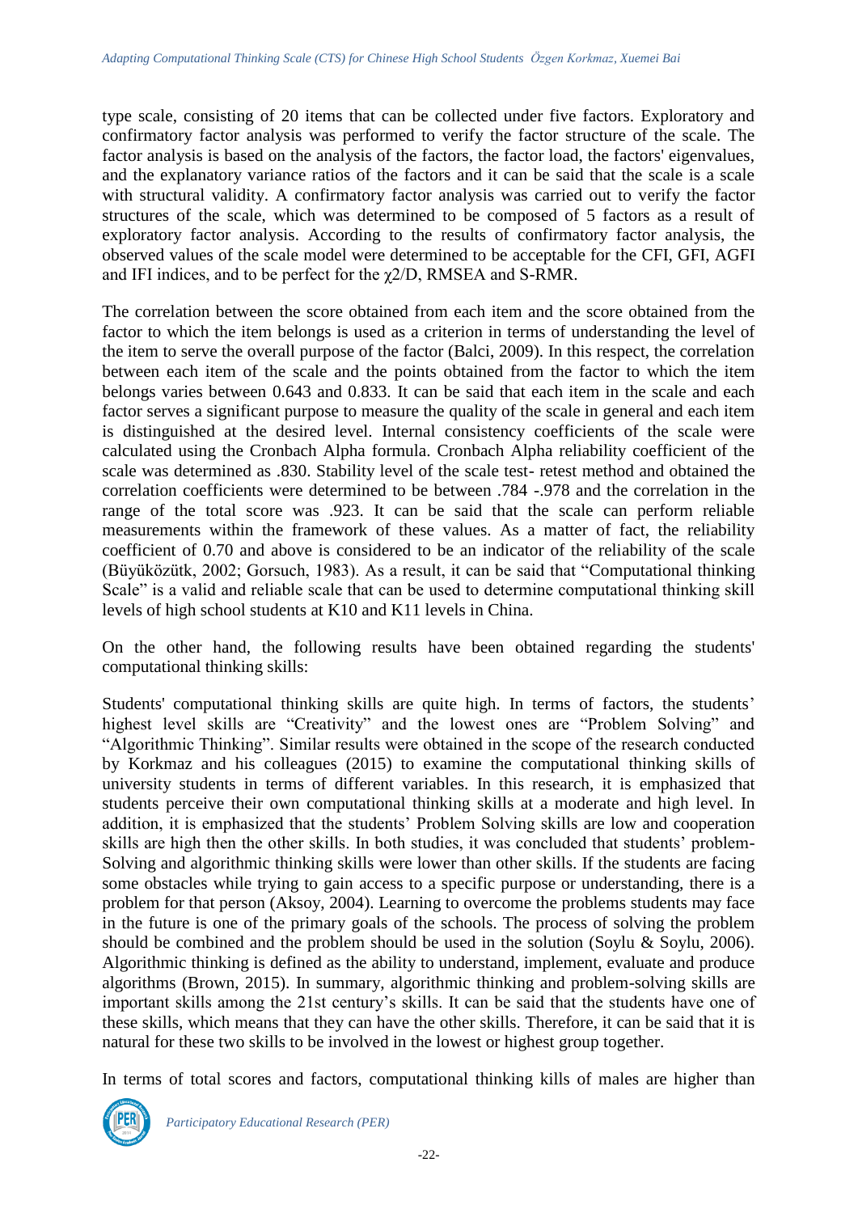type scale, consisting of 20 items that can be collected under five factors. Exploratory and confirmatory factor analysis was performed to verify the factor structure of the scale. The factor analysis is based on the analysis of the factors, the factor load, the factors' eigenvalues, and the explanatory variance ratios of the factors and it can be said that the scale is a scale with structural validity. A confirmatory factor analysis was carried out to verify the factor structures of the scale, which was determined to be composed of 5 factors as a result of exploratory factor analysis. According to the results of confirmatory factor analysis, the observed values of the scale model were determined to be acceptable for the CFI, GFI, AGFI and IFI indices, and to be perfect for the $\chi 2/D$, RMSEA and S-RMR.

The correlation between the score obtained from each item and the score obtained from the factor to which the item belongs is used as a criterion in terms of understanding the level of the item to serve the overall purpose of the factor (Balci, 2009). In this respect, the correlation between each item of the scale and the points obtained from the factor to which the item belongs varies between 0.643 and 0.833. It can be said that each item in the scale and each factor serves a significant purpose to measure the quality of the scale in general and each item is distinguished at the desired level. Internal consistency coefficients of the scale were calculated using the Cronbach Alpha formula. Cronbach Alpha reliability coefficient of the scale was determined as .830. Stability level of the scale test- retest method and obtained the correlation coefficients were determined to be between .784 -.978 and the correlation in the range of the total score was .923. It can be said that the scale can perform reliable measurements within the framework of these values. As a matter of fact, the reliability coefficient of 0.70 and above is considered to be an indicator of the reliability of the scale (Büyüköztük, 2002; Gorsuch, 1983). As a result, it can be said that "Computational thinking Scale" is a valid and reliable scale that can be used to determine computational thinking skill levels of high school students at K10 and K11 levels in China.

On the other hand, the following results have been obtained regarding the students' computational thinking skills:

Students' computational thinking skills are quite high. In terms of factors, the students' highest level skills are "Creativity" and the lowest ones are "Problem Solving" and "Algorithmic Thinking". Similar results were obtained in the scope of the research conducted by Korkmaz and his colleagues (2015) to examine the computational thinking skills of university students in terms of different variables. In this research, it is emphasized that students perceive their own computational thinking skills at a moderate and high level. In addition, it is emphasized that the students' Problem Solving skills are low and cooperation skills are high then the other skills. In both studies, it was concluded that students' problem-Solving and algorithmic thinking skills were lower than other skills. If the students are facing some obstacles while trying to gain access to a specific purpose or understanding, there is a problem for that person (Aksoy, 2004). Learning to overcome the problems students may face in the future is one of the primary goals of the schools. The process of solving the problem should be combined and the problem should be used in the solution (Soylu & Soylu, 2006). Algorithmic thinking is defined as the ability to understand, implement, evaluate and produce algorithms (Brown, 2015). In summary, algorithmic thinking and problem-solving skills are important skills among the 21st century's skills. It can be said that the students have one of these skills, which means that they can have the other skills. Therefore, it can be said that it is natural for these two skills to be involved in the lowest or highest group together.

In terms of total scores and factors, computational thinking kills of males are higher than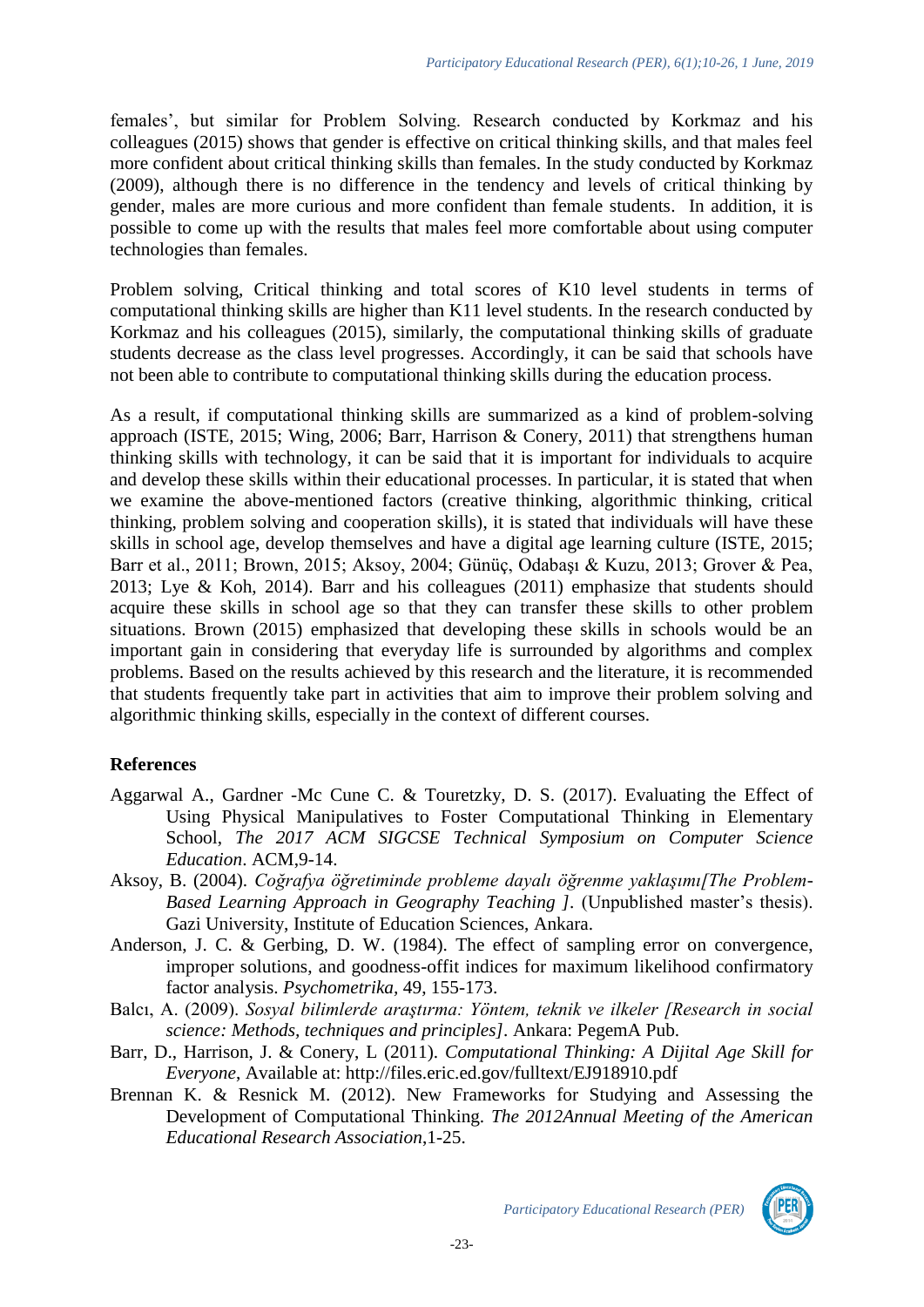females', but similar for Problem Solving. Research conducted by Korkmaz and his colleagues (2015) shows that gender is effective on critical thinking skills, and that males feel more confident about critical thinking skills than females. In the study conducted by Korkmaz (2009), although there is no difference in the tendency and levels of critical thinking by gender, males are more curious and more confident than female students. In addition, it is possible to come up with the results that males feel more comfortable about using computer technologies than females.

Problem solving, Critical thinking and total scores of K10 level students in terms of computational thinking skills are higher than K11 level students. In the research conducted by Korkmaz and his colleagues (2015), similarly, the computational thinking skills of graduate students decrease as the class level progresses. Accordingly, it can be said that schools have not been able to contribute to computational thinking skills during the education process.

As a result, if computational thinking skills are summarized as a kind of problem-solving approach (ISTE, 2015; Wing, 2006; Barr, Harrison & Conery, 2011) that strengthens human thinking skills with technology, it can be said that it is important for individuals to acquire and develop these skills within their educational processes. In particular, it is stated that when we examine the above-mentioned factors (creative thinking, algorithmic thinking, critical thinking, problem solving and cooperation skills), it is stated that individuals will have these skills in school age, develop themselves and have a digital age learning culture (ISTE, 2015; Barr et al., 2011; Brown, 2015; Aksoy, 2004; Günüç, Odabaşı & Kuzu, 2013; Grover & Pea, 2013; Lye & Koh, 2014). Barr and his colleagues (2011) emphasize that students should acquire these skills in school age so that they can transfer these skills to other problem situations. Brown (2015) emphasized that developing these skills in schools would be an important gain in considering that everyday life is surrounded by algorithms and complex problems. Based on the results achieved by this research and the literature, it is recommended that students frequently take part in activities that aim to improve their problem solving and algorithmic thinking skills, especially in the context of different courses.

## References

Aggarwal A., Gardner -Mc Cune C. & Touretzky, D. S. (2017). Evaluating the Effect of Using Physical Manipulatives to Foster Computational Thinking in Elementary School, *The 2017 ACM SIGCSE Technical Symposium on Computer Science Education*. ACM,9-14.

Aksoy, B. (2004). *Coğrafya öğretiminde probleme dayalı öğrenme yaklaşımı[The Problem-Based Learning Approach in Geography Teaching ]*. (Unpublished master's thesis). Gazi University, Institute of Education Sciences, Ankara.

Anderson, J. C. & Gerbing, D. W. (1984). The effect of sampling error on convergence, improper solutions, and goodness-offit indices for maximum likelihood confirmatory factor analysis. *Psychometrika*, 49, 155-173.

Balcı, A. (2009). *Sosyal bilimlerde araştırma: Yöntem, teknik ve ilkeler [Research in social science: Methods, techniques and principles]*. Ankara: PegemA Pub.

Barr, D., Harrison, J. & Conery, L (2011). *Computational Thinking: A Dijital Age Skill for Everyone*, Available at: http://files.eric.ed.gov/fulltext/EJ918910.pdf

Brennan K. & Resnick M. (2012). New Frameworks for Studying and Assessing the Development of Computational Thinking. *The 2012Annual Meeting of the American Educational Research Association*,1-25.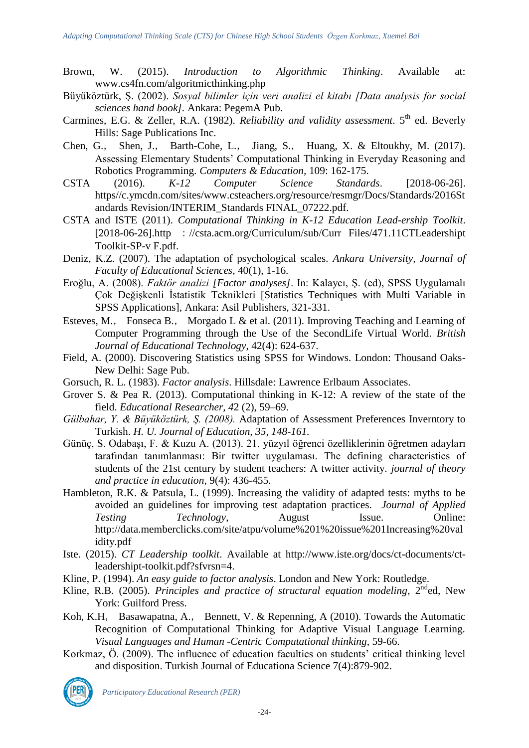Brown, W. (2015). *Introduction to Algorithmic Thinking*. Available at: www.cs4fn.com/algoritmicthinking.php

Büyüköztürk, Ş. (2002). *Sosyal bilimler için veri analizi el kitabı [Data analysis for social sciences hand book]*. Ankara: PegemA Pub.

Carmines, E.G. & Zeller, R.A. (1982). *Reliability and validity assessment*. 5th ed. Beverly Hills: Sage Publications Inc.

Chen, G., Shen, J., Barth-Cohe, L., Jiang, S., Huang, X. & Eltoukhy, M. (2017). Assessing Elementary Students' Computational Thinking in Everyday Reasoning and Robotics Programming. *Computers & Education*, 109: 162-175.

CSTA (2016). *K-12 Computer Science Standards*. [2018-06-26]. https//c.ymcdn.com/sites/www.csteachers.org/resource/resmgr/Docs/Standards/2016Standards Revision/INTERIM_Standards FINAL_07222.pdf.

CSTA and ISTE (2011). *Computational Thinking in K-12 Education Lead-ership Toolkit*. [2018-06-26].http : //csta.acm.org/Curriculum/sub/Curr Files/471.11CTLeadershipt Toolkit-SP-v F.pdf.

Deniz, K.Z. (2007). The adaptation of psychological scales. *Ankara University, Journal of Faculty of Educational Sciences*, 40(1), 1-16.

Eroğlu, A. (2008). *Faktör analizi [Factor analyses]*. In: Kalaycı, Ş. (ed), SPSS Uygulamalı Çok Değişkenli İstatistik Teknikleri [Statistics Techniques with Multi Variable in SPSS Applications], Ankara: Asil Publishers, 321-331.

Esteves, M., Fonseca B., Morgado L & et al. (2011). Improving Teaching and Learning of Computer Programming through the Use of the SecondLife Virtual World. *British Journal of Educational Technology*, 42(4): 624-637.

Field, A. (2000). Discovering Statistics using SPSS for Windows. London: Thousand Oaks- New Delhi: Sage Pub.

Gorsuch, R. L. (1983). *Factor analysis*. Hillsdale: Lawrence Erlbaum Associates.

Grover S. & Pea R. (2013). Computational thinking in K-12: A review of the state of the field. *Educational Researcher, 42* (2), 59–69.

*Gülbahar, Y. & Büyüköztürk, Ş. (2008).* Adaptation of Assessment Preferences Inverntory to Turkish. *H. U. Journal of Education, 35, 148-161.*

Günüç, S. Odabaşı, F. & Kuzu A. (2013). 21. yüzyıl öğrenci özelliklerinin öğretmen adayları tarafından tanımlanması: Bir twitter uygulaması. The defining characteristics of students of the 21st century by student teachers: A twitter activity. *journal of theory and practice in education*, 9(4): 436-455.

Hambleton, R.K. & Patsula, L. (1999). Increasing the validity of adapted tests: myths to be avoided an guidelines for improving test adaptation practices. *Journal of Applied Testing Technology*, August Issue. Online: http://data.memberclicks.com/site/atpu/volume%201%20issue%201Increasing%20validity.pdf

Iste. (2015). *CT Leadership toolkit*. Available at http://www.iste.org/docs/ct-documents/ct-leadershipt-toolkit.pdf?sfvrsn=4.

Kline, P. (1994). *An easy guide to factor analysis*. London and New York: Routledge.

Kline, R.B. (2005). *Principles and practice of structural equation modeling*, 2nded, New York: Guilford Press.

Koh, K.H, Basawapatna, A., Bennett, V. & Repenning, A (2010). Towards the Automatic Recognition of Computational Thinking for Adaptive Visual Language Learning. *Visual Languages and Human -Centric Computational thinking*, 59-66.

Korkmaz, Ö. (2009). The influence of education faculties on students' critical thinking level and disposition. Turkish Journal of Educationa Science 7(4):879-902.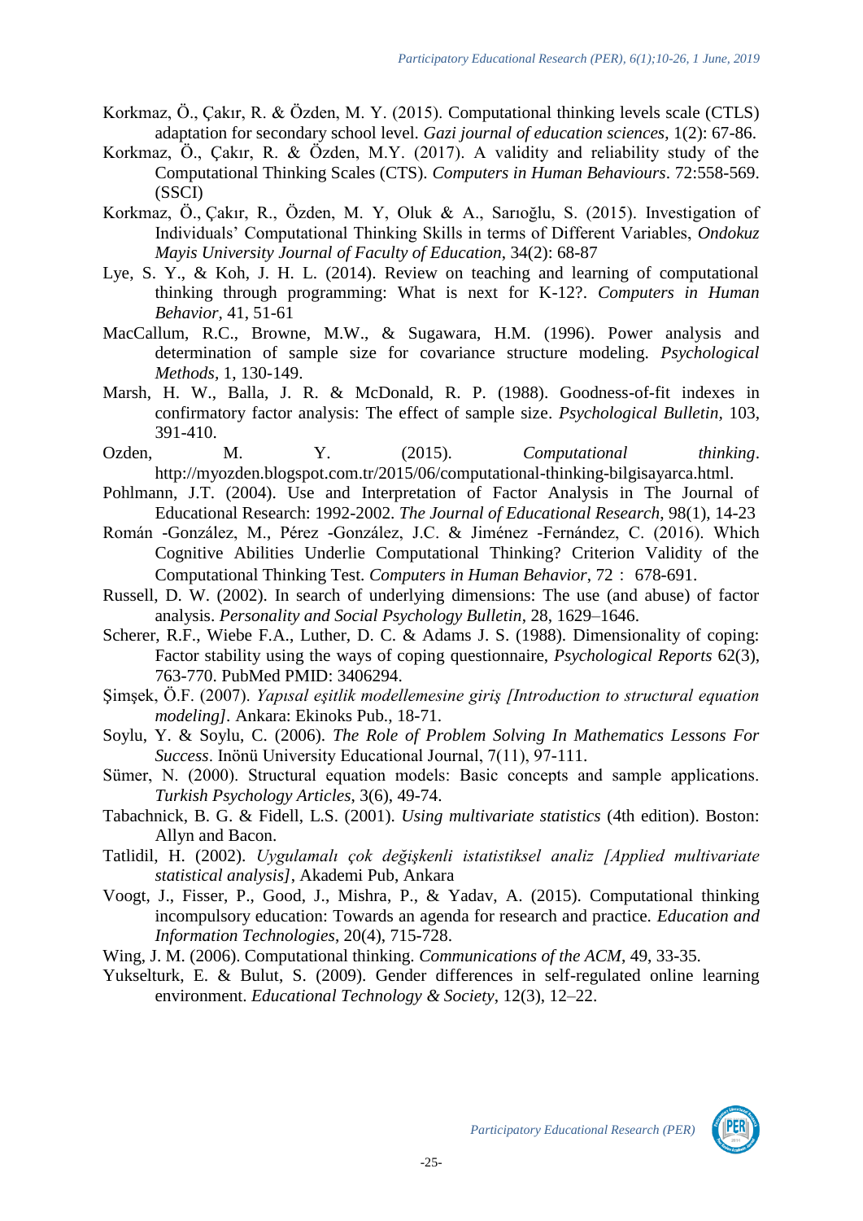Korkmaz, Ö., Çakır, R. & Özden, M. Y. (2015). Computational thinking levels scale (CTLS) adaptation for secondary school level. *Gazi journal of education sciences*, 1(2): 67-86.

Korkmaz, Ö., Çakır, R. & Özden, M.Y. (2017). A validity and reliability study of the Computational Thinking Scales (CTS). *Computers in Human Behaviours*. 72:558-569. (SSCI)

Korkmaz, Ö., Çakır, R., Özden, M. Y, Oluk & A., Sarıoğlu, S. (2015). Investigation of Individuals' Computational Thinking Skills in terms of Different Variables, *Ondokuz Mayis University Journal of Faculty of Education*, 34(2): 68-87

Lye, S. Y., & Koh, J. H. L. (2014). Review on teaching and learning of computational thinking through programming: What is next for K-12?. *Computers in Human Behavior*, 41, 51-61

MacCallum, R.C., Browne, M.W., & Sugawara, H.M. (1996). Power analysis and determination of sample size for covariance structure modeling. *Psychological Methods*, 1, 130-149.

Marsh, H. W., Balla, J. R. & McDonald, R. P. (1988). Goodness-of-fit indexes in confirmatory factor analysis: The effect of sample size. *Psychological Bulletin*, 103, 391-410.

Ozden, M. Y. (2015). *Computational thinking*. http://myozden.blogspot.com.tr/2015/06/computational-thinking-bilgisayarca.html.

Pohlmann, J.T. (2004). Use and Interpretation of Factor Analysis in The Journal of Educational Research: 1992-2002. *The Journal of Educational Research*, 98(1), 14-23

Román -González, M., Pérez -González, J.C. & Jiménez -Fernández, C. (2016). Which Cognitive Abilities Underlie Computational Thinking? Criterion Validity of the Computational Thinking Test. *Computers in Human Behavior*, 72 : 678-691.

Russell, D. W. (2002). In search of underlying dimensions: The use (and abuse) of factor analysis. *Personality and Social Psychology Bulletin*, 28, 1629–1646.

Scherer, R.F., Wiebe F.A., Luther, D. C. & Adams J. S. (1988). Dimensionality of coping: Factor stability using the ways of coping questionnaire, *Psychological Reports* 62(3), 763-770. PubMed PMID: 3406294.

Şimşek, Ö.F. (2007). *Yapısal eşitlik modellemesine giriş [Introduction to structural equation modeling]*. Ankara: Ekinoks Pub., 18-71.

Soylu, Y. & Soylu, C. (2006). *The Role of Problem Solving In Mathematics Lessons For Success*. Inönü University Educational Journal, 7(11), 97-111.

Sümer, N. (2000). Structural equation models: Basic concepts and sample applications. *Turkish Psychology Articles*, 3(6), 49-74.

Tabachnick, B. G. & Fidell, L.S. (2001). *Using multivariate statistics* (4th edition). Boston: Allyn and Bacon.

Tatlidil, H. (2002). *Uygulamalı çok değişkenli istatistiksel analiz [Applied multivariate statistical analysis]*, Akademi Pub, Ankara

Voogt, J., Fisser, P., Good, J., Mishra, P., & Yadav, A. (2015). Computational thinking incompulsory education: Towards an agenda for research and practice. *Education and Information Technologies*, 20(4), 715-728.

Wing, J. M. (2006). Computational thinking. *Communications of the ACM*, 49, 33-35.

Yukselturk, E. & Bulut, S. (2009). Gender differences in self-regulated online learning environment. *Educational Technology & Society*, 12(3), 12–22.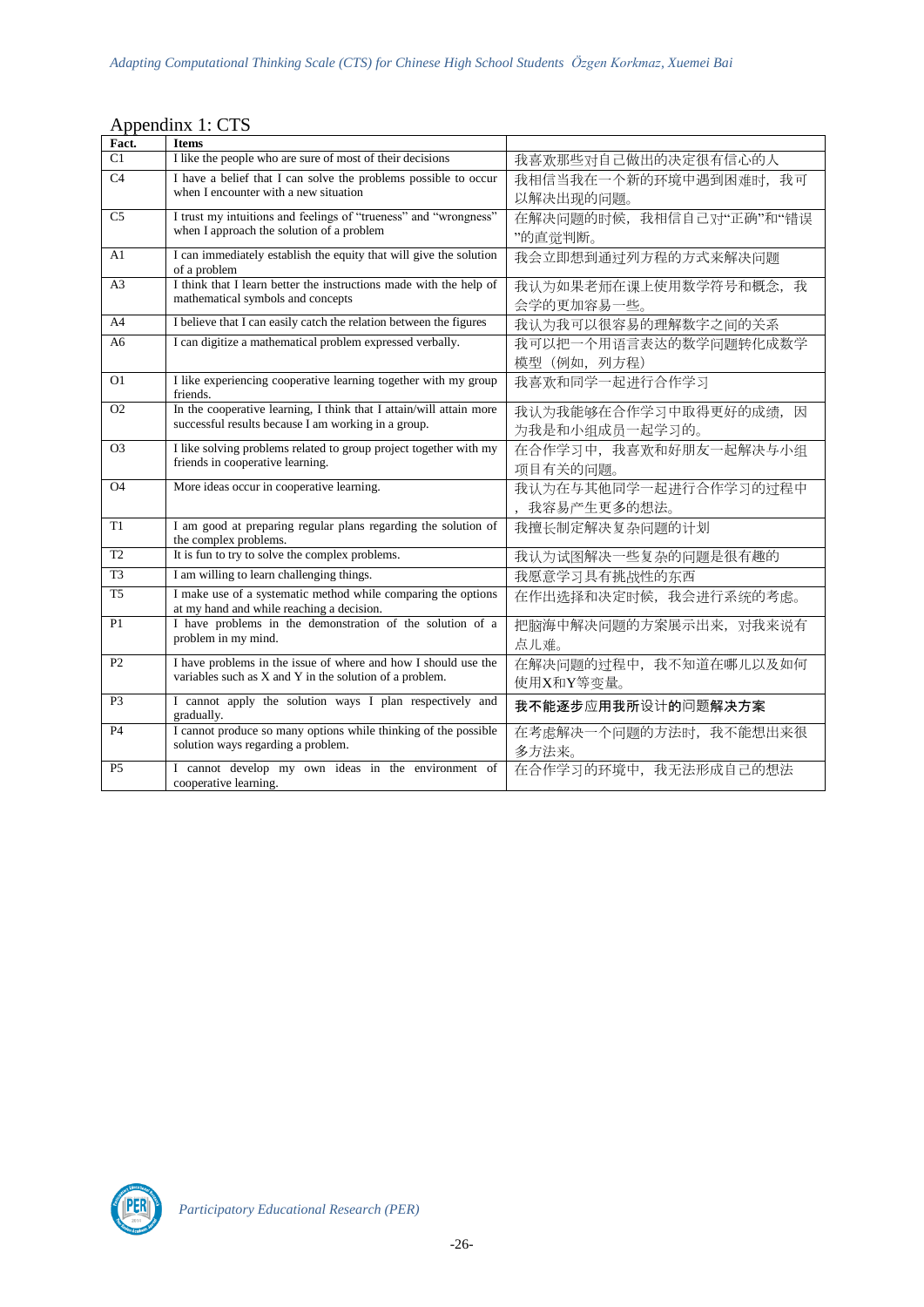## Appendinx 1: CTS

| Fact. | Items | |
|---|---|---|
| C1 | I like the people who are sure of most of their decisions | 我喜欢那些对自己做出的决定很有信心的人 |
| C4 | I have a belief that I can solve the problems possible to occur when I encounter with a new situation | 我相信当我在一个新的环境中遇到困难时，我可以解决出现的问题。 |
| C5 | I trust my intuitions and feelings of “trueness” and “wrongness” when I approach the solution of a problem | 在解决问题的时候，我相信自己对“正确”和“错误”的直觉判断。 |
| A1 | I can immediately establish the equity that will give the solution of a problem | 我会立即想到通过列方程的方式来解决问题 |
| A3 | I think that I learn better the instructions made with the help of mathematical symbols and concepts | 我认为如果老师在课上使用数学符号和概念，我会学的更加容易一些。 |
| A4 | I believe that I can easily catch the relation between the figures | 我认为我可以很容易的理解数字之间的关系 |
| A6 | I can digitize a mathematical problem expressed verbally. | 我可以把一个用语言表达的数学问题转化成数学模型（例如，列方程） |
| O1 | I like experiencing cooperative learning together with my group friends. | 我喜欢和同学一起进行合作学习 |
| O2 | In the cooperative learning, I think that I attain/will attain more successful results because I am working in a group. | 我认为我能够在合作学习中取得更好的成绩，因为我是和小组成员一起学习的。 |
| O3 | I like solving problems related to group project together with my friends in cooperative learning. | 在合作学习中，我喜欢和好朋友一起解决与小组项目有关的问题。 |
| O4 | More ideas occur in cooperative learning. | 我认为在与其他同学一起进行合作学习的过程中，我容易产生更多的想法。 |
| T1 | I am good at preparing regular plans regarding the solution of the complex problems. | 我擅长制定解决复杂问题的计划 |
| T2 | It is fun to try to solve the complex problems. | 我认为试图解决一些复杂的问题是很有趣的 |
| T3 | I am willing to learn challenging things. | 我愿意学习具有挑战性的东西 |
| T5 | I make use of a systematic method while comparing the options at my hand and while reaching a decision. | 在作出选择和决定时候，我会进行系统的考虑。 |
| P1 | I have problems in the demonstration of the solution of a problem in my mind. | 把脑海中解决问题的方案展示出来，对我来说有点儿难。 |
| P2 | I have problems in the issue of where and how I should use the variables such as X and Y in the solution of a problem. | 在解决问题的过程中，我不知道在哪儿以及如何使用X和Y等变量。 |
| P3 | I cannot apply the solution ways I plan respectively and gradually. | **我不能逐步应用我所**设计**的**问题**解决方案** |
| P4 | I cannot produce so many options while thinking of the possible solution ways regarding a problem. | 在考虑解决一个问题的方法时，我不能想出来很多方法来。 |
| P5 | I cannot develop my own ideas in the environment of cooperative learning. | 在合作学习的环境中，我无法形成自己的想法 |